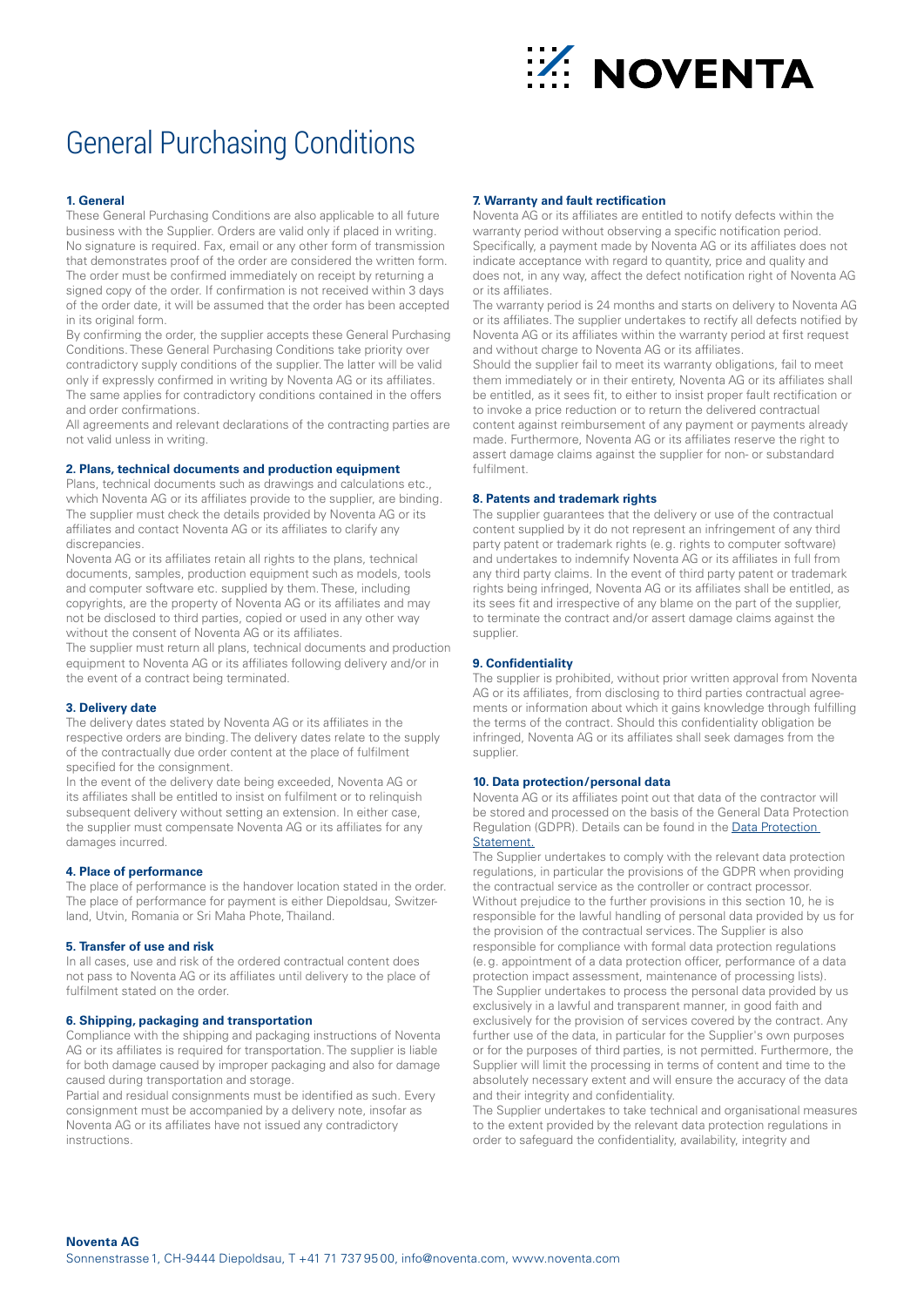# General Purchasing Conditions

### 1. General

These General Purchasing Conditions are also applicable to all future business with the Supplier. Orders are valid only if placed in writing. No signature is required. Fax, email or any other form of transmission that demonstrates proof of the order are considered the written form. The order must be confirmed immediately on receipt by returning a signed copy of the order. If confirmation is not received within 3 days of the order date, it will be assumed that the order has been accepted in its original form.

By confirming the order, the supplier accepts these General Purchasing Conditions. These General Purchasing Conditions take priority over contradictory supply conditions of the supplier. The latter will be valid only if expressly confirmed in writing by Noventa AG or its affiliates. The same applies for contradictory conditions contained in the offers and order confirmations.

All agreements and relevant declarations of the contracting parties are not valid unless in writing.

### 2. Plans, technical documents and production equipment

Plans, technical documents such as drawings and calculations etc., which Noventa AG or its affiliates provide to the supplier, are binding. The supplier must check the details provided by Noventa AG or its affiliates and contact Noventa AG or its affiliates to clarify any discrepancies.

Noventa AG or its affiliates retain all rights to the plans, technical documents, samples, production equipment such as models, tools and computer software etc. supplied by them. These, including copyrights, are the property of Noventa AG or its affiliates and may not be disclosed to third parties, copied or used in any other way without the consent of Noventa AG or its affiliates.

The supplier must return all plans, technical documents and production equipment to Noventa AG or its affiliates following delivery and/or in the event of a contract being terminated.

### 3. Delivery date

The delivery dates stated by Noventa AG or its affiliates in the respective orders are binding. The delivery dates relate to the supply of the contractually due order content at the place of fulfilment specified for the consignment.

In the event of the delivery date being exceeded, Noventa AG or its affiliates shall be entitled to insist on fulfilment or to relinquish subsequent delivery without setting an extension. In either case, the supplier must compensate Noventa AG or its affiliates for any damages incurred.

### 4. Place of performance

The place of performance is the handover location stated in the order. The place of performance for payment is either Diepoldsau, Switzerland, Utvin, Romania or Sri Maha Phote, Thailand.

### 5. Transfer of use and risk

In all cases, use and risk of the ordered contractual content does not pass to Noventa AG or its affiliates until delivery to the place of fulfilment stated on the order.

### 6. Shipping, packaging and transportation

Compliance with the shipping and packaging instructions of Noventa AG or its affiliates is required for transportation. The supplier is liable for both damage caused by improper packaging and also for damage caused during transportation and storage.

Partial and residual consignments must be identified as such. Every consignment must be accompanied by a delivery note, insofar as Noventa AG or its affiliates have not issued any contradictory instructions.

### 7. Warranty and fault rectification

Noventa AG or its affiliates are entitled to notify defects within the warranty period without observing a specific notification period. Specifically, a payment made by Noventa AG or its affiliates does not indicate acceptance with regard to quantity, price and quality and does not, in any way, affect the defect notification right of Noventa AG or its affiliates.

The warranty period is 24 months and starts on delivery to Noventa AG or its affiliates. The supplier undertakes to rectify all defects notified by Noventa AG or its affiliates within the warranty period at first request and without charge to Noventa AG or its affiliates.

Should the supplier fail to meet its warranty obligations, fail to meet them immediately or in their entirety, Noventa AG or its affiliates shall be entitled, as it sees fit, to either insist proper fault rectification or to invoke a price reduction or to return the delivered contractual content against reimbursement of any payment or payments already made. Furthermore, Noventa AG or its affiliates reserve the right to assert damage claims against the supplier for non- or substandard fulfilment.

### 8. Patents and trademark rights

The supplier guarantees that the delivery or use of the contractual content supplied by it do not represent an infringement of any third party patent or trademark rights (e. g. rights to computer software) and undertakes to indemnify Noventa AG or its affiliates in full from any third party claims. In the event of third party patent or trademark rights being infringed, Noventa AG or its affiliates shall be entitled, as its sees fit and irrespective of any blame on the part of the supplier, to terminate the contract and/or assert damage claims against the supplier.

### 9. Confidentiality

The supplier is prohibited, without prior written approval from Noventa AG or its affiliates, from disclosing to third parties contractual agreements or information about which it gains knowledge through fulfilling the terms of the contract. Should this confidentiality obligation be infringed, Noventa AG or its affiliates shall seek damages from the supplier.

### 10. Data protection/personal data

Noventa AG or its affiliates point out that data of the contractor will be stored and processed on the basis of the General Data Protection Regulation (GDPR). Details can be found in the Data Protection Statement.

The Supplier undertakes to comply with the relevant data protection regulations, in particular the provisions of the GDPR when providing the contractual service as the controller or contract processor. Without prejudice to the further provisions in this section 10, he is responsible for the lawful handling of personal data provided by us for the provision of the contractual services. The Supplier is also responsible for compliance with formal data protection regulations (e. g. appointment of a data protection officer, performance of a data protection impact assessment, maintenance of processing lists).

The Supplier undertakes to process the personal data provided by us exclusively in a lawful and transparent manner, in good faith and exclusively for the provision of services covered by the contract. Any further use of the data, in particular for the Supplier's own purposes or for the purposes of third parties, is not permitted. Furthermore, the Supplier will limit the processing in terms of content and time to the absolutely necessary extent and will ensure the accuracy of the data and their integrity and confidentiality.

The Supplier undertakes to take technical and organisational measures to the extent provided by the relevant data protection regulations in order to safeguard the confidentiality, availability, integrity and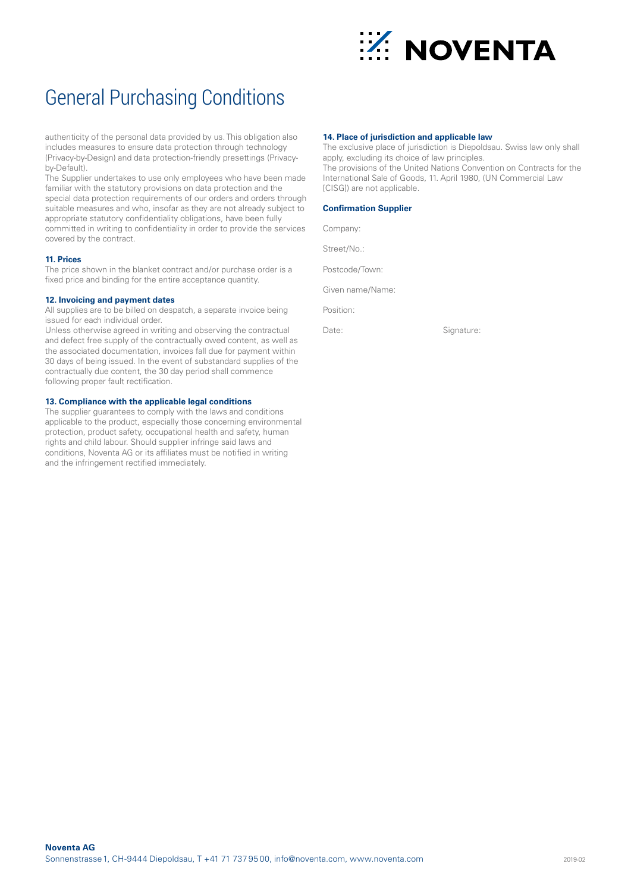# General Purchasing Conditions

authenticity of the personal data provided by us. This obligation also includes measures to ensure data protection through technology (Privacy-by-Design) and data protection-friendly presettings (Privacy-by-Default).
The Supplier undertakes to use only employees who have been made familiar with the statutory provisions on data protection and the special data protection requirements of our orders and orders through suitable measures and who, insofar as they are not already subject to appropriate statutory confidentiality obligations, have been fully committed in writing to confidentiality in order to provide the services covered by the contract.

**11. Prices**
The price shown in the blanket contract and/or purchase order is a fixed price and binding for the entire acceptance quantity.

**12. Invoicing and payment dates**
All supplies are to be billed on despatch, a separate invoice being issued for each individual order.
Unless otherwise agreed in writing and observing the contractual and defect free supply of the contractually owed content, as well as the associated documentation, invoices fall due for payment within 30 days of being issued. In the event of substandard supplies of the contractually due content, the 30 day period shall commence following proper fault rectification.

**13. Compliance with the applicable legal conditions**
The supplier guarantees to comply with the laws and conditions applicable to the product, especially those concerning environmental protection, product safety, occupational health and safety, human rights and child labour. Should supplier infringe said laws and conditions, Noventa AG or its affiliates must be notified in writing and the infringement rectified immediately.

**14. Place of jurisdiction and applicable law**
The exclusive place of jurisdiction is Diepoldsau. Swiss law only shall apply, excluding its choice of law principles.
The provisions of the United Nations Convention on Contracts for the International Sale of Goods, 11. April 1980, (UN Commercial Law [CISG]) are not applicable.

**Confirmation Supplier**

Company:

Street/No.:

Postcode/Town:

Given name/Name:

Position:

Date: Signature:

**Noventa AG**
Sonnenstrasse 1, CH-9444 Diepoldsau, T +41 71 737 95 00, info@noventa.com, www.noventa.com

2019-02